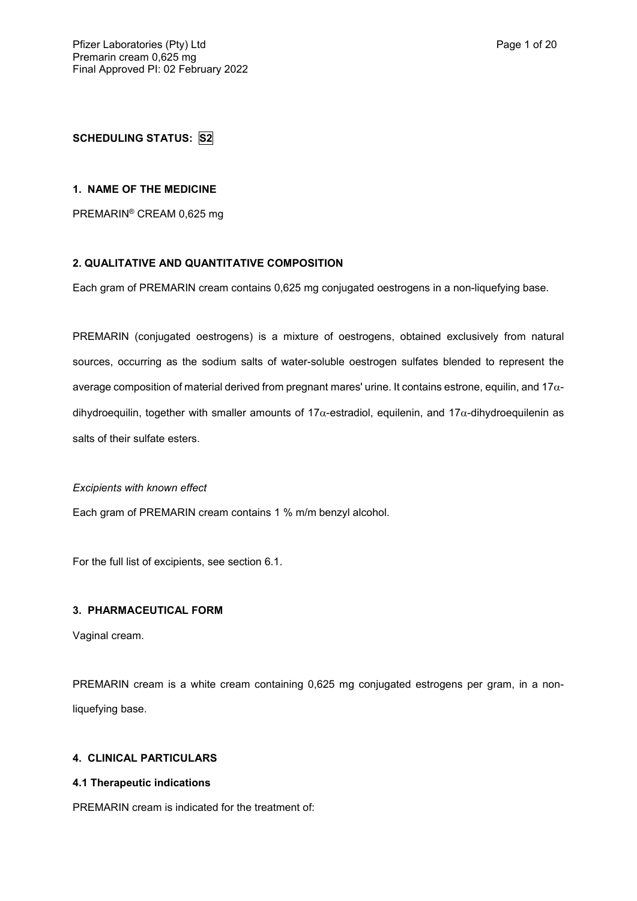**SCHEDULING STATUS: S2**

**1. NAME OF THE MEDICINE**

PREMARIN® CREAM 0,625 mg

**2. QUALITATIVE AND QUANTITATIVE COMPOSITION**

Each gram of PREMARIN cream contains 0,625 mg conjugated oestrogens in a non-liquefying base.

PREMARIN (conjugated oestrogens) is a mixture of oestrogens, obtained exclusively from natural sources, occurring as the sodium salts of water-soluble oestrogen sulfates blended to represent the average composition of material derived from pregnant mares' urine. It contains estrone, equilin, and 17$\alpha$-dihydroequilin, together with smaller amounts of 17$\alpha$-estradiol, equilenin, and 17$\alpha$-dihydroequilenin as salts of their sulfate esters.

*Excipients with known effect*

Each gram of PREMARIN cream contains 1 % m/m benzyl alcohol.

For the full list of excipients, see section 6.1.

**3. PHARMACEUTICAL FORM**

Vaginal cream.

PREMARIN cream is a white cream containing 0,625 mg conjugated estrogens per gram, in a non-liquefying base.

**4. CLINICAL PARTICULARS**

**4.1 Therapeutic indications**

PREMARIN cream is indicated for the treatment of: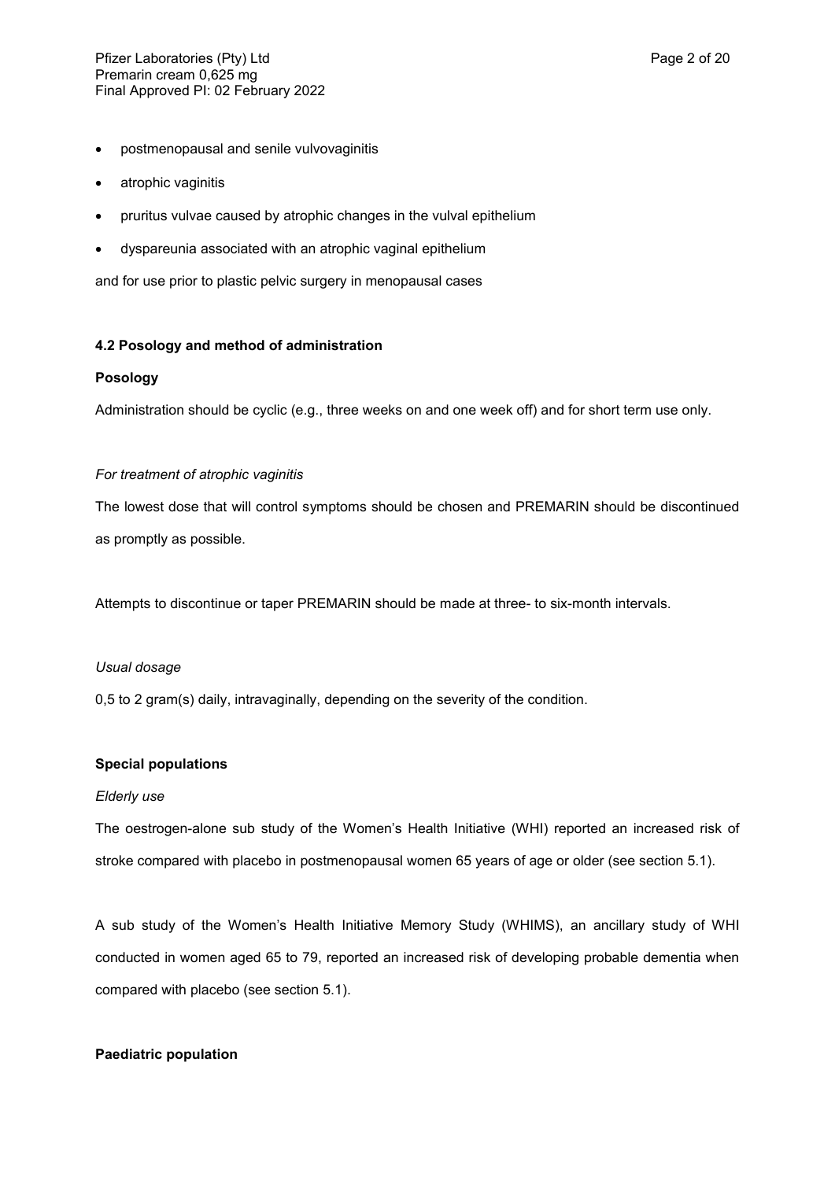- postmenopausal and senile vulvovaginitis
- atrophic vaginitis
- pruritus vulvae caused by atrophic changes in the vulval epithelium
- dyspareunia associated with an atrophic vaginal epithelium

and for use prior to plastic pelvic surgery in menopausal cases

### 4.2 Posology and method of administration

**Posology**

Administration should be cyclic (e.g., three weeks on and one week off) and for short term use only.

*For treatment of atrophic vaginitis*

The lowest dose that will control symptoms should be chosen and PREMARIN should be discontinued as promptly as possible.

Attempts to discontinue or taper PREMARIN should be made at three- to six-month intervals.

*Usual dosage*

0,5 to 2 gram(s) daily, intravaginally, depending on the severity of the condition.

**Special populations**

*Elderly use*

The oestrogen-alone sub study of the Women's Health Initiative (WHI) reported an increased risk of stroke compared with placebo in postmenopausal women 65 years of age or older (see section 5.1).

A sub study of the Women's Health Initiative Memory Study (WHIMS), an ancillary study of WHI conducted in women aged 65 to 79, reported an increased risk of developing probable dementia when compared with placebo (see section 5.1).

**Paediatric population**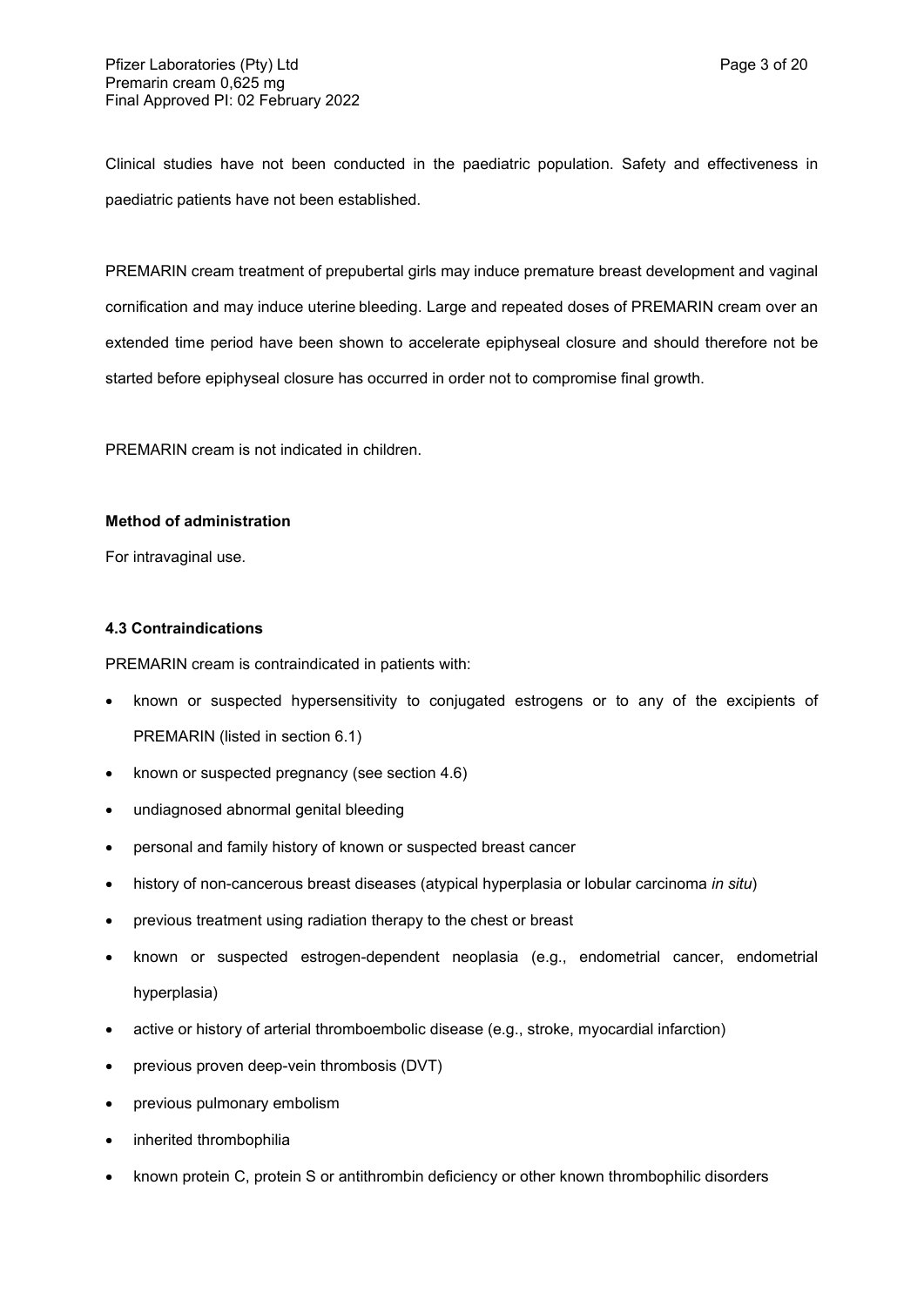Clinical studies have not been conducted in the paediatric population. Safety and effectiveness in paediatric patients have not been established.

PREMARIN cream treatment of prepubertal girls may induce premature breast development and vaginal cornification and may induce uterine bleeding. Large and repeated doses of PREMARIN cream over an extended time period have been shown to accelerate epiphyseal closure and should therefore not be started before epiphyseal closure has occurred in order not to compromise final growth.

PREMARIN cream is not indicated in children.

**Method of administration**

For intravaginal use.

### 4.3 Contraindications

PREMARIN cream is contraindicated in patients with:

- known or suspected hypersensitivity to conjugated estrogens or to any of the excipients of PREMARIN (listed in section 6.1)
- known or suspected pregnancy (see section 4.6)
- undiagnosed abnormal genital bleeding
- personal and family history of known or suspected breast cancer
- history of non-cancerous breast diseases (atypical hyperplasia or lobular carcinoma *in situ*)
- previous treatment using radiation therapy to the chest or breast
- known or suspected estrogen-dependent neoplasia (e.g., endometrial cancer, endometrial hyperplasia)
- active or history of arterial thromboembolic disease (e.g., stroke, myocardial infarction)
- previous proven deep-vein thrombosis (DVT)
- previous pulmonary embolism
- inherited thrombophilia
- known protein C, protein S or antithrombin deficiency or other known thrombophilic disorders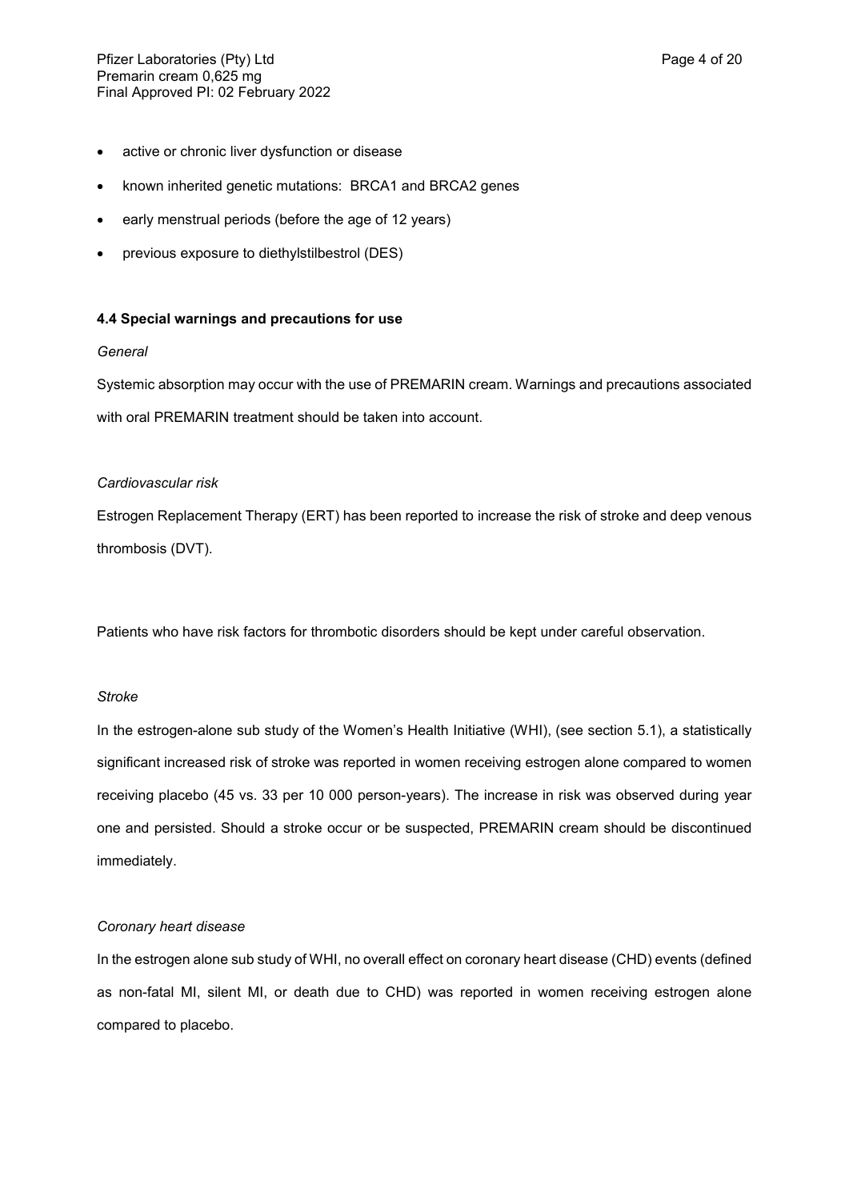- active or chronic liver dysfunction or disease
- known inherited genetic mutations: BRCA1 and BRCA2 genes
- early menstrual periods (before the age of 12 years)
- previous exposure to diethylstilbestrol (DES)

#### 4.4 Special warnings and precautions for use

*General*

Systemic absorption may occur with the use of PREMARIN cream. Warnings and precautions associated with oral PREMARIN treatment should be taken into account.

*Cardiovascular risk*

Estrogen Replacement Therapy (ERT) has been reported to increase the risk of stroke and deep venous thrombosis (DVT).

Patients who have risk factors for thrombotic disorders should be kept under careful observation.

*Stroke*

In the estrogen-alone sub study of the Women's Health Initiative (WHI), (see section 5.1), a statistically significant increased risk of stroke was reported in women receiving estrogen alone compared to women receiving placebo (45 vs. 33 per 10 000 person-years). The increase in risk was observed during year one and persisted. Should a stroke occur or be suspected, PREMARIN cream should be discontinued immediately.

*Coronary heart disease*

In the estrogen alone sub study of WHI, no overall effect on coronary heart disease (CHD) events (defined as non-fatal MI, silent MI, or death due to CHD) was reported in women receiving estrogen alone compared to placebo.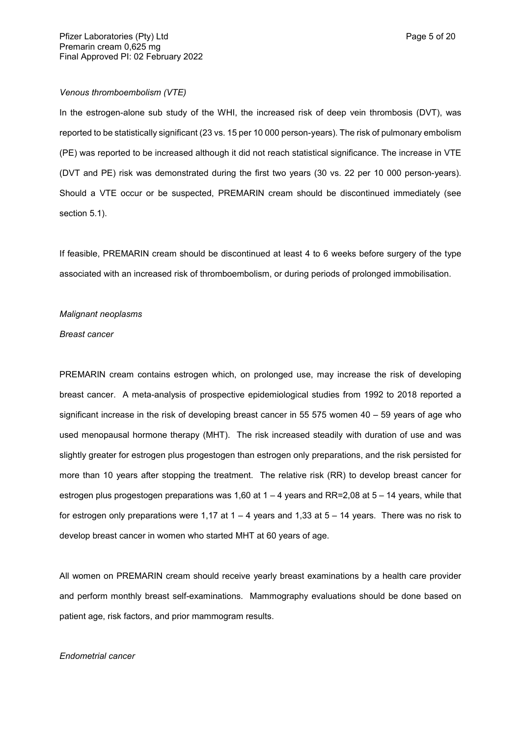*Venous thromboembolism (VTE)*

In the estrogen-alone sub study of the WHI, the increased risk of deep vein thrombosis (DVT), was reported to be statistically significant (23 vs. 15 per 10 000 person-years). The risk of pulmonary embolism (PE) was reported to be increased although it did not reach statistical significance. The increase in VTE (DVT and PE) risk was demonstrated during the first two years (30 vs. 22 per 10 000 person-years). Should a VTE occur or be suspected, PREMARIN cream should be discontinued immediately (see section 5.1).

If feasible, PREMARIN cream should be discontinued at least 4 to 6 weeks before surgery of the type associated with an increased risk of thromboembolism, or during periods of prolonged immobilisation.

*Malignant neoplasms*

*Breast cancer*

PREMARIN cream contains estrogen which, on prolonged use, may increase the risk of developing breast cancer. A meta-analysis of prospective epidemiological studies from 1992 to 2018 reported a significant increase in the risk of developing breast cancer in 55 575 women 40 – 59 years of age who used menopausal hormone therapy (MHT). The risk increased steadily with duration of use and was slightly greater for estrogen plus progestogen than estrogen only preparations, and the risk persisted for more than 10 years after stopping the treatment. The relative risk (RR) to develop breast cancer for estrogen plus progestogen preparations was 1,60 at 1 – 4 years and RR=2,08 at 5 – 14 years, while that for estrogen only preparations were 1,17 at 1 – 4 years and 1,33 at 5 – 14 years. There was no risk to develop breast cancer in women who started MHT at 60 years of age.

All women on PREMARIN cream should receive yearly breast examinations by a health care provider and perform monthly breast self-examinations. Mammography evaluations should be done based on patient age, risk factors, and prior mammogram results.

*Endometrial cancer*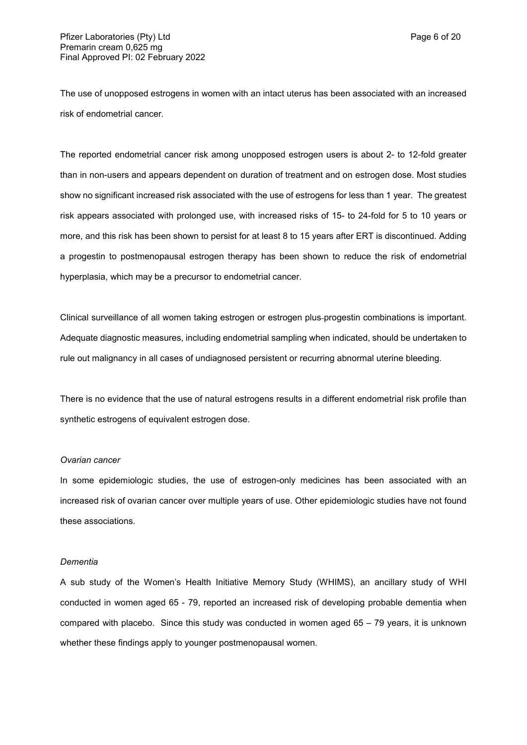The use of unopposed estrogens in women with an intact uterus has been associated with an increased risk of endometrial cancer.

The reported endometrial cancer risk among unopposed estrogen users is about 2- to 12-fold greater than in non-users and appears dependent on duration of treatment and on estrogen dose. Most studies show no significant increased risk associated with the use of estrogens for less than 1 year. The greatest risk appears associated with prolonged use, with increased risks of 15- to 24-fold for 5 to 10 years or more, and this risk has been shown to persist for at least 8 to 15 years after ERT is discontinued. Adding a progestin to postmenopausal estrogen therapy has been shown to reduce the risk of endometrial hyperplasia, which may be a precursor to endometrial cancer.

Clinical surveillance of all women taking estrogen or estrogen plus-progestin combinations is important. Adequate diagnostic measures, including endometrial sampling when indicated, should be undertaken to rule out malignancy in all cases of undiagnosed persistent or recurring abnormal uterine bleeding.

There is no evidence that the use of natural estrogens results in a different endometrial risk profile than synthetic estrogens of equivalent estrogen dose.

*Ovarian cancer*

In some epidemiologic studies, the use of estrogen-only medicines has been associated with an increased risk of ovarian cancer over multiple years of use. Other epidemiologic studies have not found these associations.

*Dementia*

A sub study of the Women's Health Initiative Memory Study (WHIMS), an ancillary study of WHI conducted in women aged 65 - 79, reported an increased risk of developing probable dementia when compared with placebo. Since this study was conducted in women aged 65 – 79 years, it is unknown whether these findings apply to younger postmenopausal women.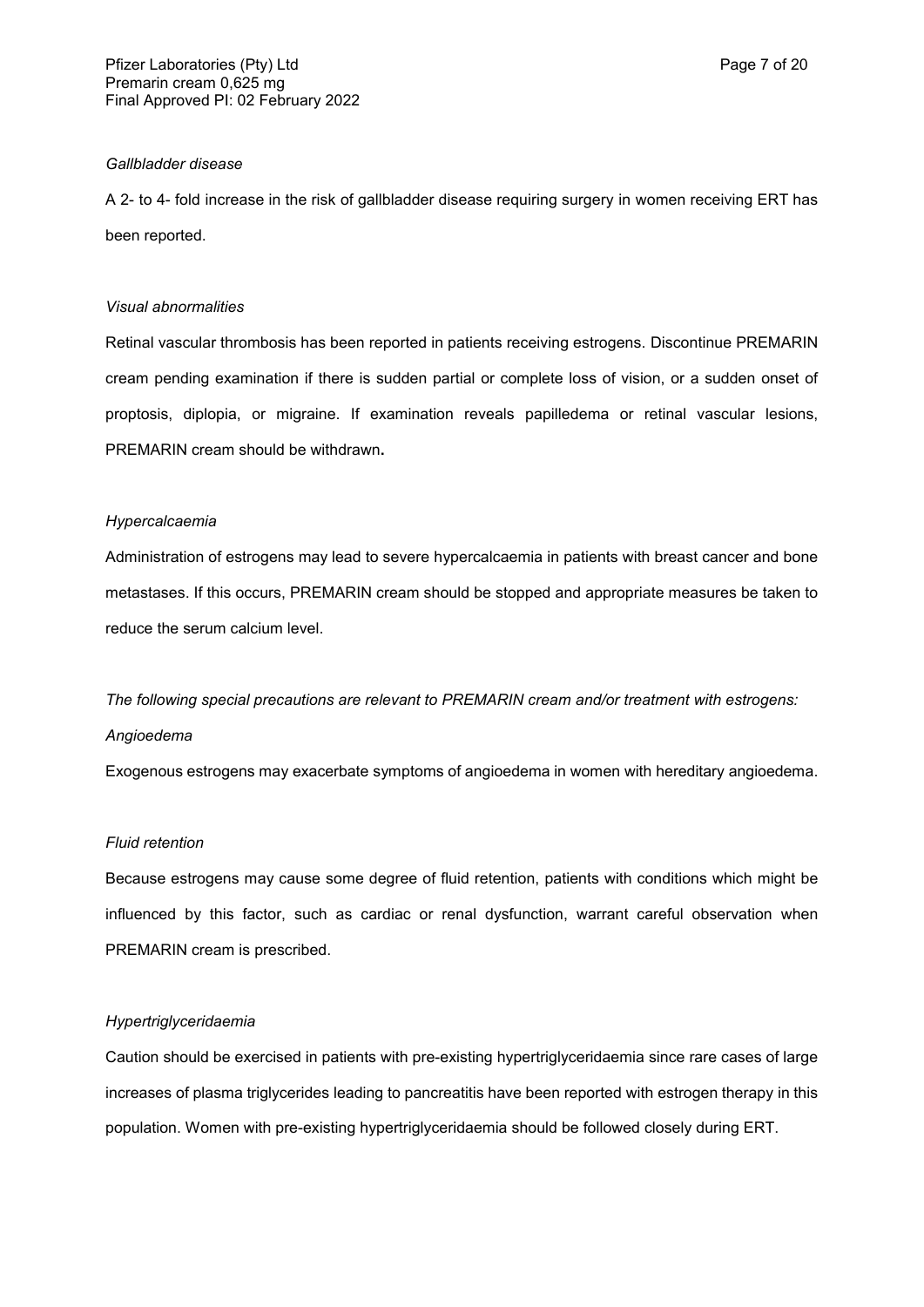*Gallbladder disease*

A 2- to 4- fold increase in the risk of gallbladder disease requiring surgery in women receiving ERT has been reported.

*Visual abnormalities*

Retinal vascular thrombosis has been reported in patients receiving estrogens. Discontinue PREMARIN cream pending examination if there is sudden partial or complete loss of vision, or a sudden onset of proptosis, diplopia, or migraine. If examination reveals papilledema or retinal vascular lesions, PREMARIN cream should be withdrawn**.**

*Hypercalcaemia*

Administration of estrogens may lead to severe hypercalcaemia in patients with breast cancer and bone metastases. If this occurs, PREMARIN cream should be stopped and appropriate measures be taken to reduce the serum calcium level.

*The following special precautions are relevant to PREMARIN cream and/or treatment with estrogens:*

*Angioedema*

Exogenous estrogens may exacerbate symptoms of angioedema in women with hereditary angioedema.

*Fluid retention*

Because estrogens may cause some degree of fluid retention, patients with conditions which might be influenced by this factor, such as cardiac or renal dysfunction, warrant careful observation when PREMARIN cream is prescribed.

*Hypertriglyceridaemia*

Caution should be exercised in patients with pre-existing hypertriglyceridaemia since rare cases of large increases of plasma triglycerides leading to pancreatitis have been reported with estrogen therapy in this population. Women with pre-existing hypertriglyceridaemia should be followed closely during ERT.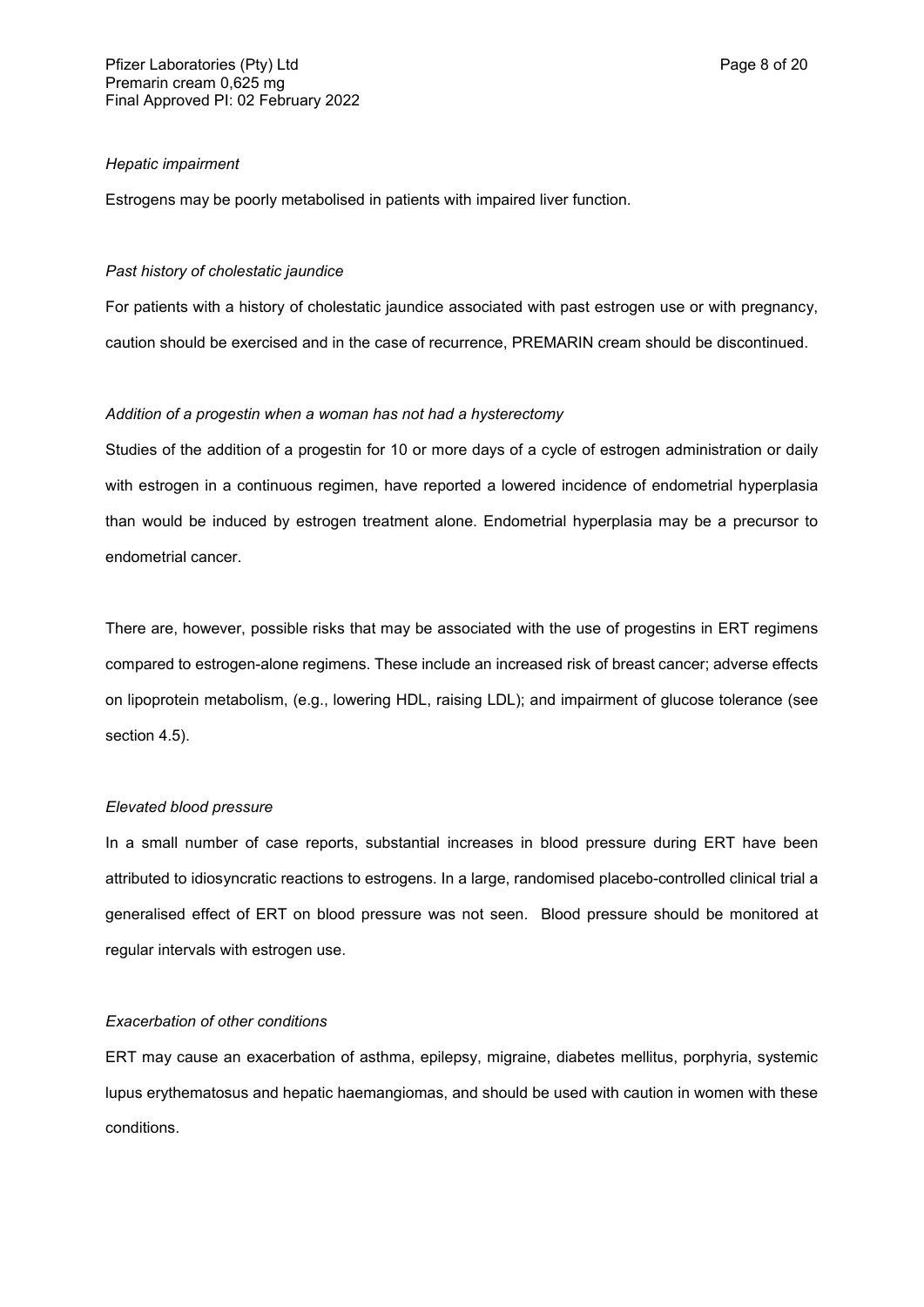*Hepatic impairment*

Estrogens may be poorly metabolised in patients with impaired liver function.

*Past history of cholestatic jaundice*

For patients with a history of cholestatic jaundice associated with past estrogen use or with pregnancy, caution should be exercised and in the case of recurrence, PREMARIN cream should be discontinued.

*Addition of a progestin when a woman has not had a hysterectomy*

Studies of the addition of a progestin for 10 or more days of a cycle of estrogen administration or daily with estrogen in a continuous regimen, have reported a lowered incidence of endometrial hyperplasia than would be induced by estrogen treatment alone. Endometrial hyperplasia may be a precursor to endometrial cancer.

There are, however, possible risks that may be associated with the use of progestins in ERT regimens compared to estrogen-alone regimens. These include an increased risk of breast cancer; adverse effects on lipoprotein metabolism, (e.g., lowering HDL, raising LDL); and impairment of glucose tolerance (see section 4.5).

*Elevated blood pressure*

In a small number of case reports, substantial increases in blood pressure during ERT have been attributed to idiosyncratic reactions to estrogens. In a large, randomised placebo-controlled clinical trial a generalised effect of ERT on blood pressure was not seen. Blood pressure should be monitored at regular intervals with estrogen use.

*Exacerbation of other conditions*

ERT may cause an exacerbation of asthma, epilepsy, migraine, diabetes mellitus, porphyria, systemic lupus erythematosus and hepatic haemangiomas, and should be used with caution in women with these conditions.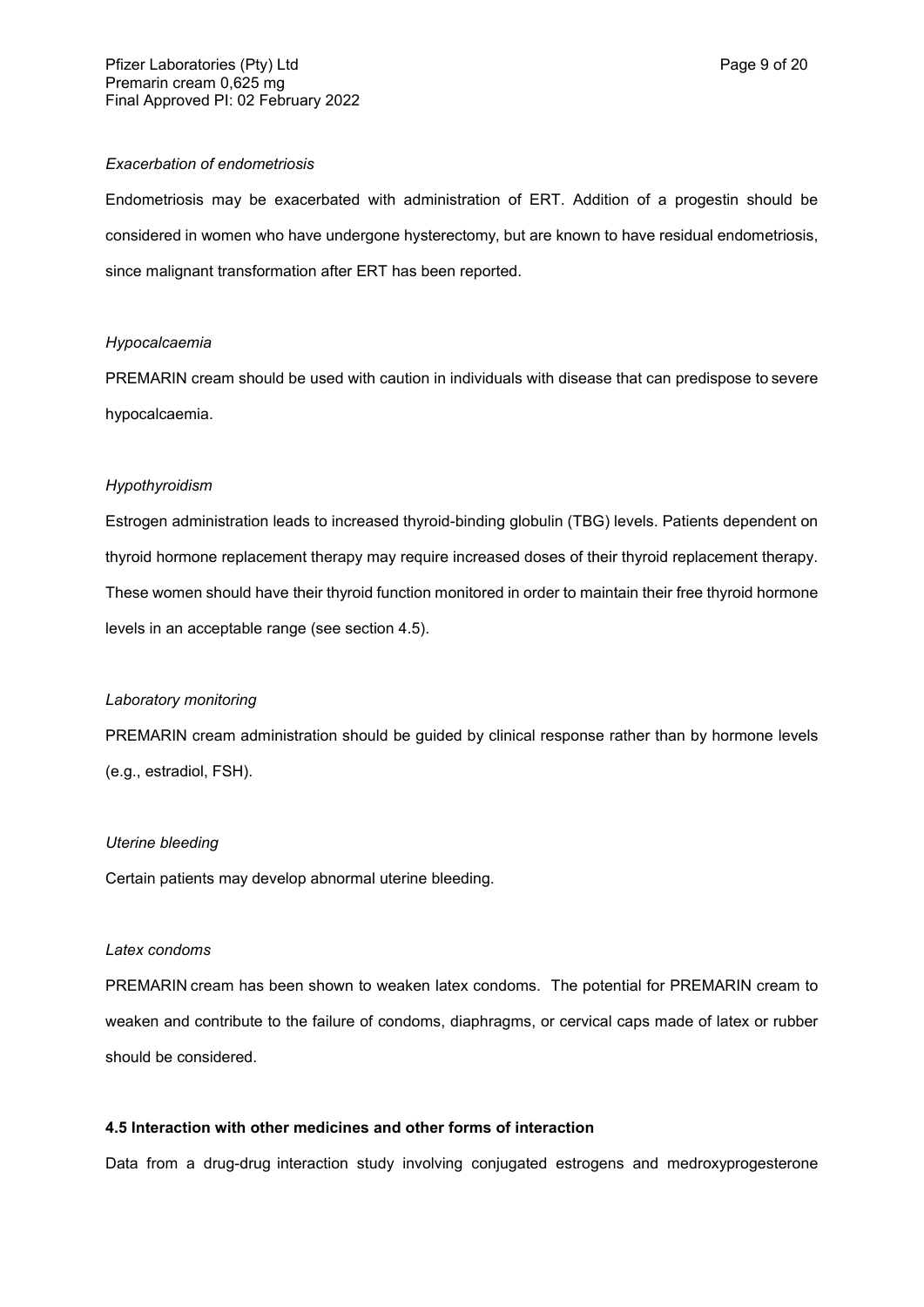*Exacerbation of endometriosis*

Endometriosis may be exacerbated with administration of ERT. Addition of a progestin should be considered in women who have undergone hysterectomy, but are known to have residual endometriosis, since malignant transformation after ERT has been reported.

*Hypocalcaemia*

PREMARIN cream should be used with caution in individuals with disease that can predispose to severe hypocalcaemia.

*Hypothyroidism*

Estrogen administration leads to increased thyroid-binding globulin (TBG) levels. Patients dependent on thyroid hormone replacement therapy may require increased doses of their thyroid replacement therapy. These women should have their thyroid function monitored in order to maintain their free thyroid hormone levels in an acceptable range (see section 4.5).

*Laboratory monitoring*

PREMARIN cream administration should be guided by clinical response rather than by hormone levels (e.g., estradiol, FSH).

*Uterine bleeding*

Certain patients may develop abnormal uterine bleeding.

*Latex condoms*

PREMARIN cream has been shown to weaken latex condoms. The potential for PREMARIN cream to weaken and contribute to the failure of condoms, diaphragms, or cervical caps made of latex or rubber should be considered.

**4.5 Interaction with other medicines and other forms of interaction**

Data from a drug-drug interaction study involving conjugated estrogens and medroxyprogesterone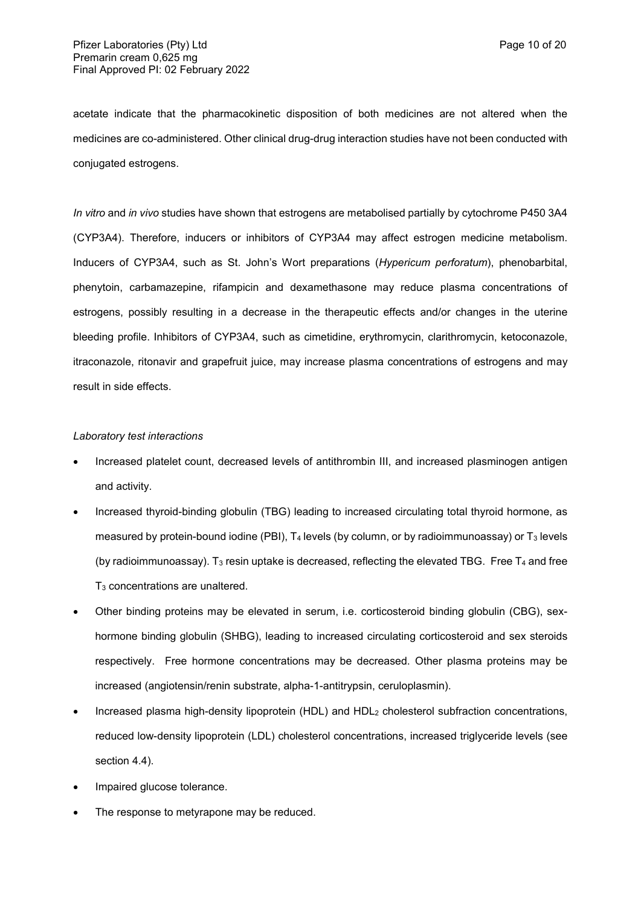acetate indicate that the pharmacokinetic disposition of both medicines are not altered when the medicines are co-administered. Other clinical drug-drug interaction studies have not been conducted with conjugated estrogens.

*In vitro* and *in vivo* studies have shown that estrogens are metabolised partially by cytochrome P450 3A4 (CYP3A4). Therefore, inducers or inhibitors of CYP3A4 may affect estrogen medicine metabolism. Inducers of CYP3A4, such as St. John's Wort preparations (*Hypericum perforatum*), phenobarbital, phenytoin, carbamazepine, rifampicin and dexamethasone may reduce plasma concentrations of estrogens, possibly resulting in a decrease in the therapeutic effects and/or changes in the uterine bleeding profile. Inhibitors of CYP3A4, such as cimetidine, erythromycin, clarithromycin, ketoconazole, itraconazole, ritonavir and grapefruit juice, may increase plasma concentrations of estrogens and may result in side effects.

*Laboratory test interactions*

- Increased platelet count, decreased levels of antithrombin III, and increased plasminogen antigen and activity.
- Increased thyroid-binding globulin (TBG) leading to increased circulating total thyroid hormone, as measured by protein-bound iodine (PBI), $T_4$ levels (by column, or by radioimmunoassay) or $T_3$ levels (by radioimmunoassay). $T_3$ resin uptake is decreased, reflecting the elevated TBG. Free $T_4$ and free $T_3$ concentrations are unaltered.
- Other binding proteins may be elevated in serum, i.e. corticosteroid binding globulin (CBG), sex-hormone binding globulin (SHBG), leading to increased circulating corticosteroid and sex steroids respectively. Free hormone concentrations may be decreased. Other plasma proteins may be increased (angiotensin/renin substrate, alpha-1-antitrypsin, ceruloplasmin).
- Increased plasma high-density lipoprotein (HDL) and $HDL_2$ cholesterol subfraction concentrations, reduced low-density lipoprotein (LDL) cholesterol concentrations, increased triglyceride levels (see section 4.4).
- Impaired glucose tolerance.
- The response to metyrapone may be reduced.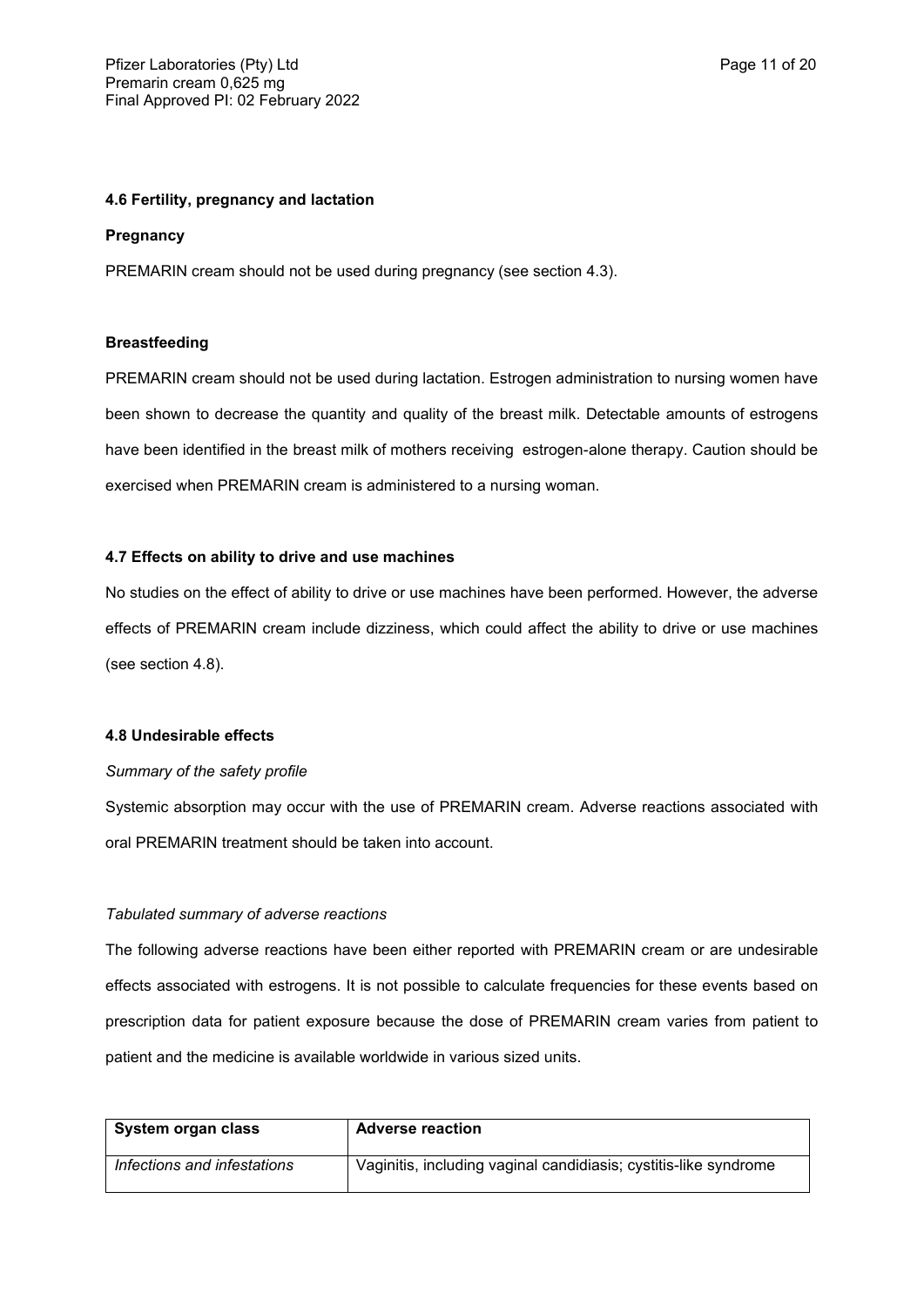#### 4.6 Fertility, pregnancy and lactation

**Pregnancy**

PREMARIN cream should not be used during pregnancy (see section 4.3).

**Breastfeeding**

PREMARIN cream should not be used during lactation. Estrogen administration to nursing women have been shown to decrease the quantity and quality of the breast milk. Detectable amounts of estrogens have been identified in the breast milk of mothers receiving estrogen-alone therapy. Caution should be exercised when PREMARIN cream is administered to a nursing woman.

#### 4.7 Effects on ability to drive and use machines

No studies on the effect of ability to drive or use machines have been performed. However, the adverse effects of PREMARIN cream include dizziness, which could affect the ability to drive or use machines (see section 4.8).

#### 4.8 Undesirable effects

*Summary of the safety profile*

Systemic absorption may occur with the use of PREMARIN cream. Adverse reactions associated with oral PREMARIN treatment should be taken into account.

*Tabulated summary of adverse reactions*

The following adverse reactions have been either reported with PREMARIN cream or are undesirable effects associated with estrogens. It is not possible to calculate frequencies for these events based on prescription data for patient exposure because the dose of PREMARIN cream varies from patient to patient and the medicine is available worldwide in various sized units.

| System organ class | Adverse reaction |
|---|---|
| *Infections and infestations* | Vaginitis, including vaginal candidiasis; cystitis-like syndrome |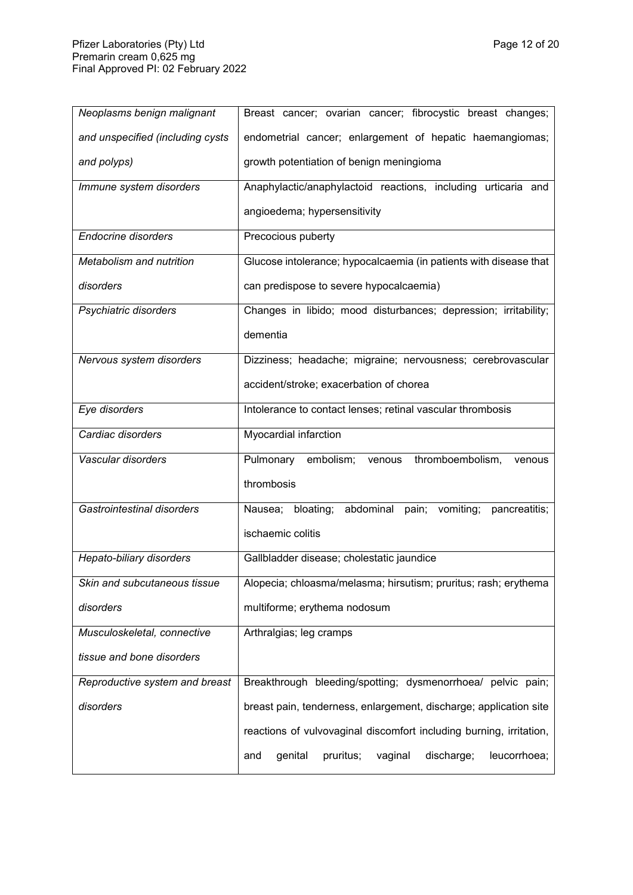| *Neoplasms benign malignant and unspecified (including cysts and polyps)* | Breast cancer; ovarian cancer; fibrocystic breast changes; endometrial cancer; enlargement of hepatic haemangiomas; growth potentiation of benign meningioma |
|---|---|
| *Immune system disorders* | Anaphylactic/anaphylactoid reactions, including urticaria and angioedema; hypersensitivity |
| *Endocrine disorders* | Precocious puberty |
| *Metabolism and nutrition disorders* | Glucose intolerance; hypocalcaemia (in patients with disease that can predispose to severe hypocalcaemia) |
| *Psychiatric disorders* | Changes in libido; mood disturbances; depression; irritability; dementia |
| *Nervous system disorders* | Dizziness; headache; migraine; nervousness; cerebrovascular accident/stroke; exacerbation of chorea |
| *Eye disorders* | Intolerance to contact lenses; retinal vascular thrombosis |
| *Cardiac disorders* | Myocardial infarction |
| *Vascular disorders* | Pulmonary embolism; venous thromboembolism, venous thrombosis |
| *Gastrointestinal disorders* | Nausea; bloating; abdominal pain; vomiting; pancreatitis; ischaemic colitis |
| *Hepato-biliary disorders* | Gallbladder disease; cholestatic jaundice |
| *Skin and subcutaneous tissue disorders* | Alopecia; chloasma/melasma; hirsutism; pruritus; rash; erythema multiforme; erythema nodosum |
| *Musculoskeletal, connective tissue and bone disorders* | Arthralgias; leg cramps |
| *Reproductive system and breast disorders* | Breakthrough bleeding/spotting; dysmenorrhoea/ pelvic pain; breast pain, tenderness, enlargement, discharge; application site reactions of vulvovaginal discomfort including burning, irritation, and genital pruritus; vaginal discharge; leucorrhoea; |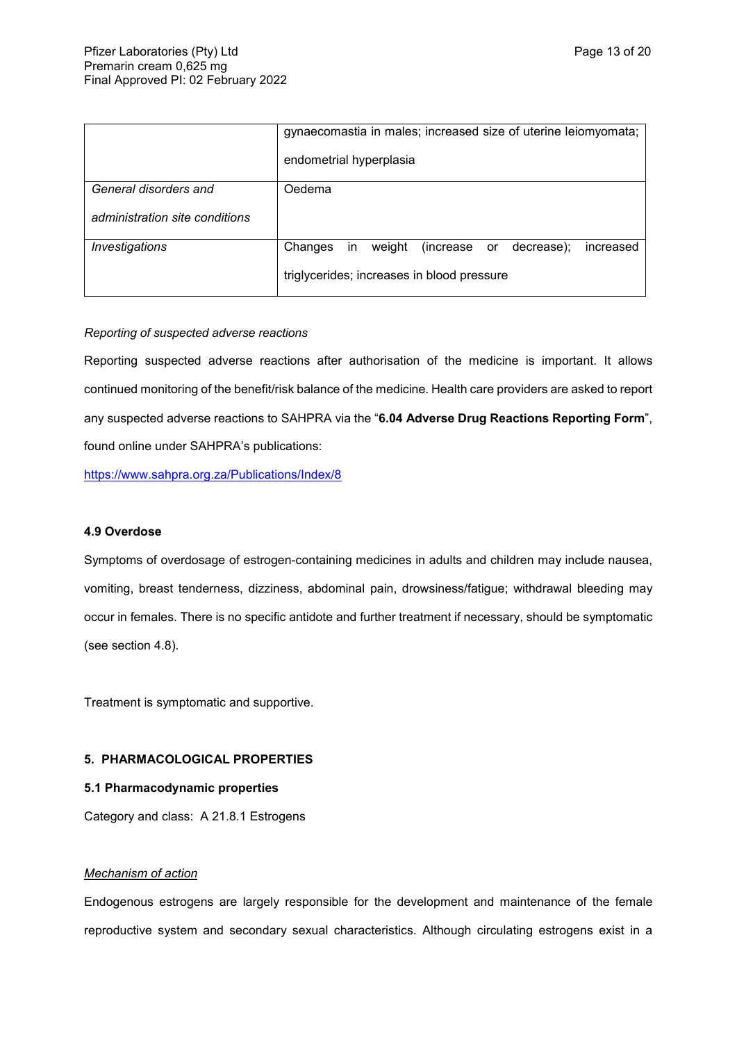| | |
|---|---|
| | gynaecomastia in males; increased size of uterine leiomyomata; endometrial hyperplasia |
| *General disorders and administration site conditions* | Oedema |
| *Investigations* | Changes in weight (increase or decrease); increased triglycerides; increases in blood pressure |

*Reporting of suspected adverse reactions*

Reporting suspected adverse reactions after authorisation of the medicine is important. It allows continued monitoring of the benefit/risk balance of the medicine. Health care providers are asked to report any suspected adverse reactions to SAHPRA via the "**6.04 Adverse Drug Reactions Reporting Form**", found online under SAHPRA's publications:

https://www.sahpra.org.za/Publications/Index/8

### 4.9 Overdose

Symptoms of overdosage of estrogen-containing medicines in adults and children may include nausea, vomiting, breast tenderness, dizziness, abdominal pain, drowsiness/fatigue; withdrawal bleeding may occur in females. There is no specific antidote and further treatment if necessary, should be symptomatic (see section 4.8).

Treatment is symptomatic and supportive.

## 5. PHARMACOLOGICAL PROPERTIES

### 5.1 Pharmacodynamic properties

Category and class: A 21.8.1 Estrogens

*Mechanism of action*

Endogenous estrogens are largely responsible for the development and maintenance of the female reproductive system and secondary sexual characteristics. Although circulating estrogens exist in a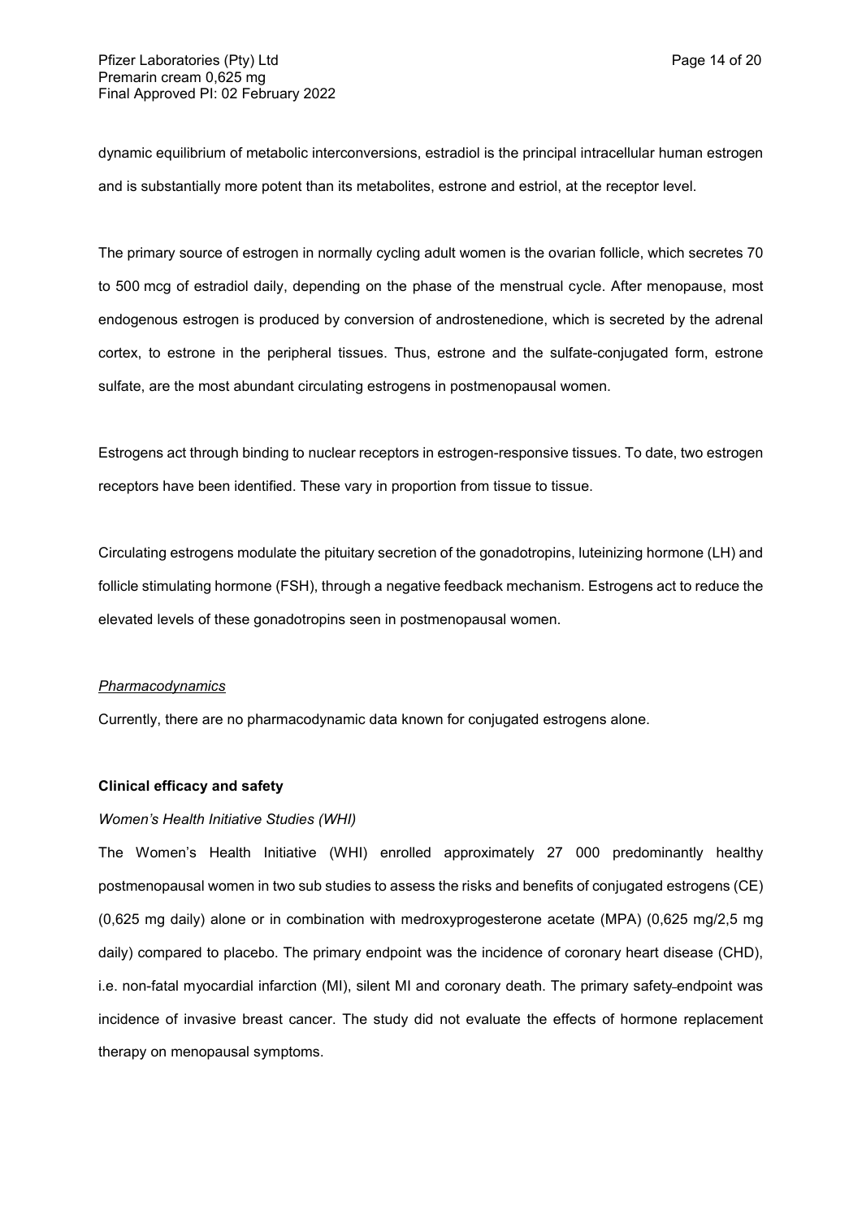dynamic equilibrium of metabolic interconversions, estradiol is the principal intracellular human estrogen and is substantially more potent than its metabolites, estrone and estriol, at the receptor level.

The primary source of estrogen in normally cycling adult women is the ovarian follicle, which secretes 70 to 500 mcg of estradiol daily, depending on the phase of the menstrual cycle. After menopause, most endogenous estrogen is produced by conversion of androstenedione, which is secreted by the adrenal cortex, to estrone in the peripheral tissues. Thus, estrone and the sulfate-conjugated form, estrone sulfate, are the most abundant circulating estrogens in postmenopausal women.

Estrogens act through binding to nuclear receptors in estrogen-responsive tissues. To date, two estrogen receptors have been identified. These vary in proportion from tissue to tissue.

Circulating estrogens modulate the pituitary secretion of the gonadotropins, luteinizing hormone (LH) and follicle stimulating hormone (FSH), through a negative feedback mechanism. Estrogens act to reduce the elevated levels of these gonadotropins seen in postmenopausal women.

*Pharmacodynamics*

Currently, there are no pharmacodynamic data known for conjugated estrogens alone.

**Clinical efficacy and safety**

*Women's Health Initiative Studies (WHI)*

The Women's Health Initiative (WHI) enrolled approximately 27 000 predominantly healthy postmenopausal women in two sub studies to assess the risks and benefits of conjugated estrogens (CE) (0,625 mg daily) alone or in combination with medroxyprogesterone acetate (MPA) (0,625 mg/2,5 mg daily) compared to placebo. The primary endpoint was the incidence of coronary heart disease (CHD), i.e. non-fatal myocardial infarction (MI), silent MI and coronary death. The primary safety-endpoint was incidence of invasive breast cancer. The study did not evaluate the effects of hormone replacement therapy on menopausal symptoms.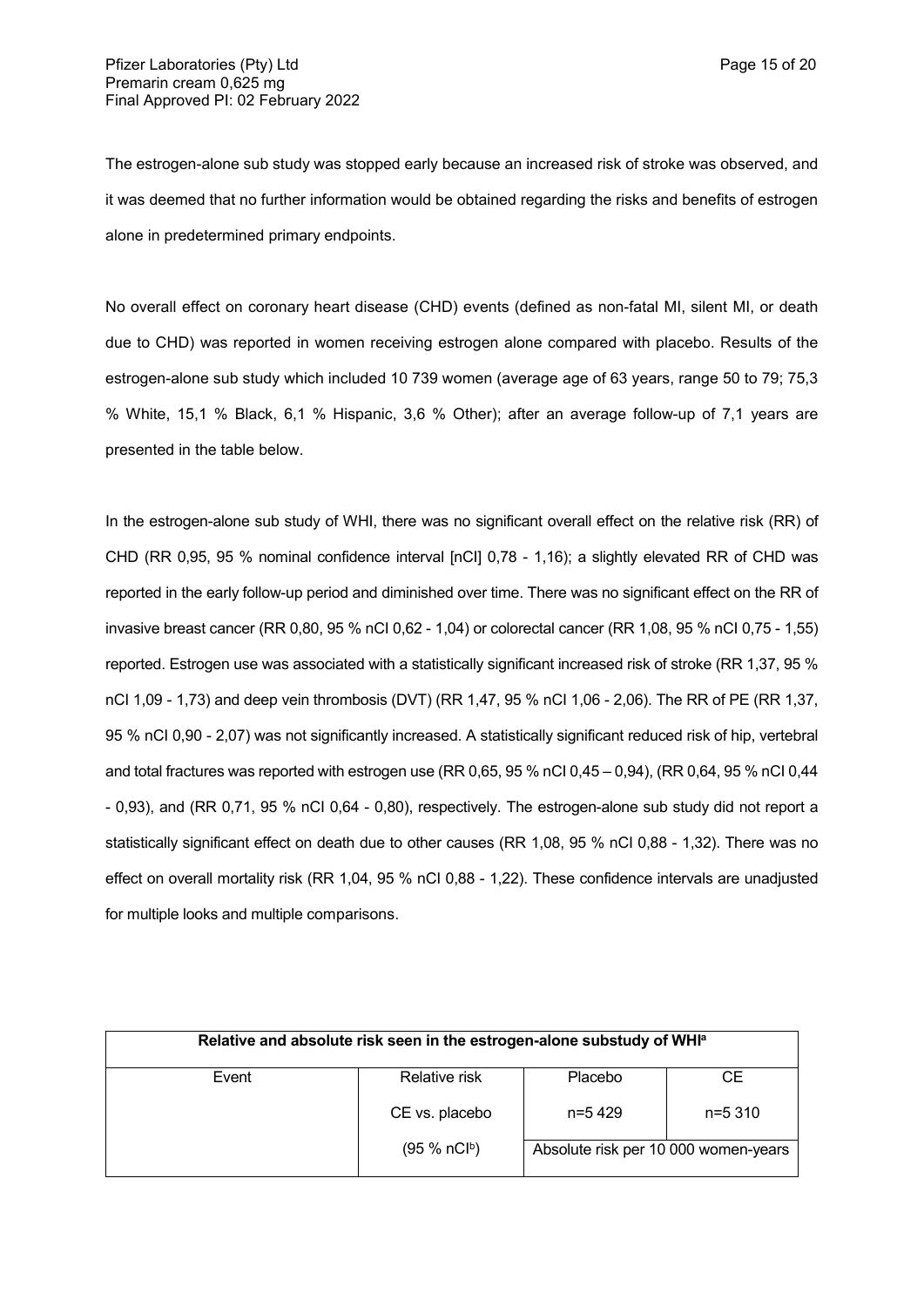The estrogen-alone sub study was stopped early because an increased risk of stroke was observed, and it was deemed that no further information would be obtained regarding the risks and benefits of estrogen alone in predetermined primary endpoints.

No overall effect on coronary heart disease (CHD) events (defined as non-fatal MI, silent MI, or death due to CHD) was reported in women receiving estrogen alone compared with placebo. Results of the estrogen-alone sub study which included 10 739 women (average age of 63 years, range 50 to 79; 75,3 % White, 15,1 % Black, 6,1 % Hispanic, 3,6 % Other); after an average follow-up of 7,1 years are presented in the table below.

In the estrogen-alone sub study of WHI, there was no significant overall effect on the relative risk (RR) of CHD (RR 0,95, 95 % nominal confidence interval [nCI] 0,78 - 1,16); a slightly elevated RR of CHD was reported in the early follow-up period and diminished over time. There was no significant effect on the RR of invasive breast cancer (RR 0,80, 95 % nCI 0,62 - 1,04) or colorectal cancer (RR 1,08, 95 % nCI 0,75 - 1,55) reported. Estrogen use was associated with a statistically significant increased risk of stroke (RR 1,37, 95 % nCI 1,09 - 1,73) and deep vein thrombosis (DVT) (RR 1,47, 95 % nCI 1,06 - 2,06). The RR of PE (RR 1,37, 95 % nCI 0,90 - 2,07) was not significantly increased. A statistically significant reduced risk of hip, vertebral and total fractures was reported with estrogen use (RR 0,65, 95 % nCI 0,45 – 0,94), (RR 0,64, 95 % nCI 0,44 - 0,93), and (RR 0,71, 95 % nCI 0,64 - 0,80), respectively. The estrogen-alone sub study did not report a statistically significant effect on death due to other causes (RR 1,08, 95 % nCI 0,88 - 1,32). There was no effect on overall mortality risk (RR 1,04, 95 % nCI 0,88 - 1,22). These confidence intervals are unadjusted for multiple looks and multiple comparisons.

| Relative and absolute risk seen in the estrogen-alone substudy of WHI[a] | | | |
|---|---|---|---|
| Event | Relative risk CE vs. placebo (95 % nCI[b]) | Placebo n=5 429 | CE n=5 310 |
| | | Absolute risk per 10 000 women-years | |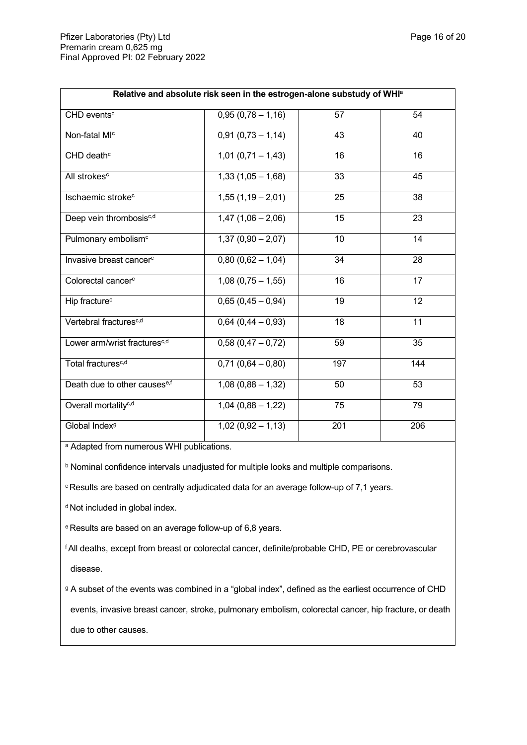| Relative and absolute risk seen in the estrogen-alone substudy of WHI[a] | | | |
|---|---|---|---|
| CHD events[c] | 0,95 (0,78 – 1,16) | 57 | 54 |
| Non-fatal MI[c] | 0,91 (0,73 – 1,14) | 43 | 40 |
| CHD death[c] | 1,01 (0,71 – 1,43) | 16 | 16 |
| All strokes[c] | 1,33 (1,05 – 1,68) | 33 | 45 |
| Ischaemic stroke[c] | 1,55 (1,19 – 2,01) | 25 | 38 |
| Deep vein thrombosis[c,d] | 1,47 (1,06 – 2,06) | 15 | 23 |
| Pulmonary embolism[c] | 1,37 (0,90 – 2,07) | 10 | 14 |
| Invasive breast cancer[c] | 0,80 (0,62 – 1,04) | 34 | 28 |
| Colorectal cancer[c] | 1,08 (0,75 – 1,55) | 16 | 17 |
| Hip fracture[c] | 0,65 (0,45 – 0,94) | 19 | 12 |
| Vertebral fractures[c,d] | 0,64 (0,44 – 0,93) | 18 | 11 |
| Lower arm/wrist fractures[c,d] | 0,58 (0,47 – 0,72) | 59 | 35 |
| Total fractures[c,d] | 0,71 (0,64 – 0,80) | 197 | 144 |
| Death due to other causes[e,f] | 1,08 (0,88 – 1,32) | 50 | 53 |
| Overall mortality[c,d] | 1,04 (0,88 – 1,22) | 75 | 79 |
| Global Index[g] | 1,02 (0,92 – 1,13) | 201 | 206 |

[a] Adapted from numerous WHI publications.

[b] Nominal confidence intervals unadjusted for multiple looks and multiple comparisons.

[c] Results are based on centrally adjudicated data for an average follow-up of 7,1 years.

[d] Not included in global index.

[e] Results are based on an average follow-up of 6,8 years.

[f] All deaths, except from breast or colorectal cancer, definite/probable CHD, PE or cerebrovascular disease.

[g] A subset of the events was combined in a "global index", defined as the earliest occurrence of CHD events, invasive breast cancer, stroke, pulmonary embolism, colorectal cancer, hip fracture, or death due to other causes.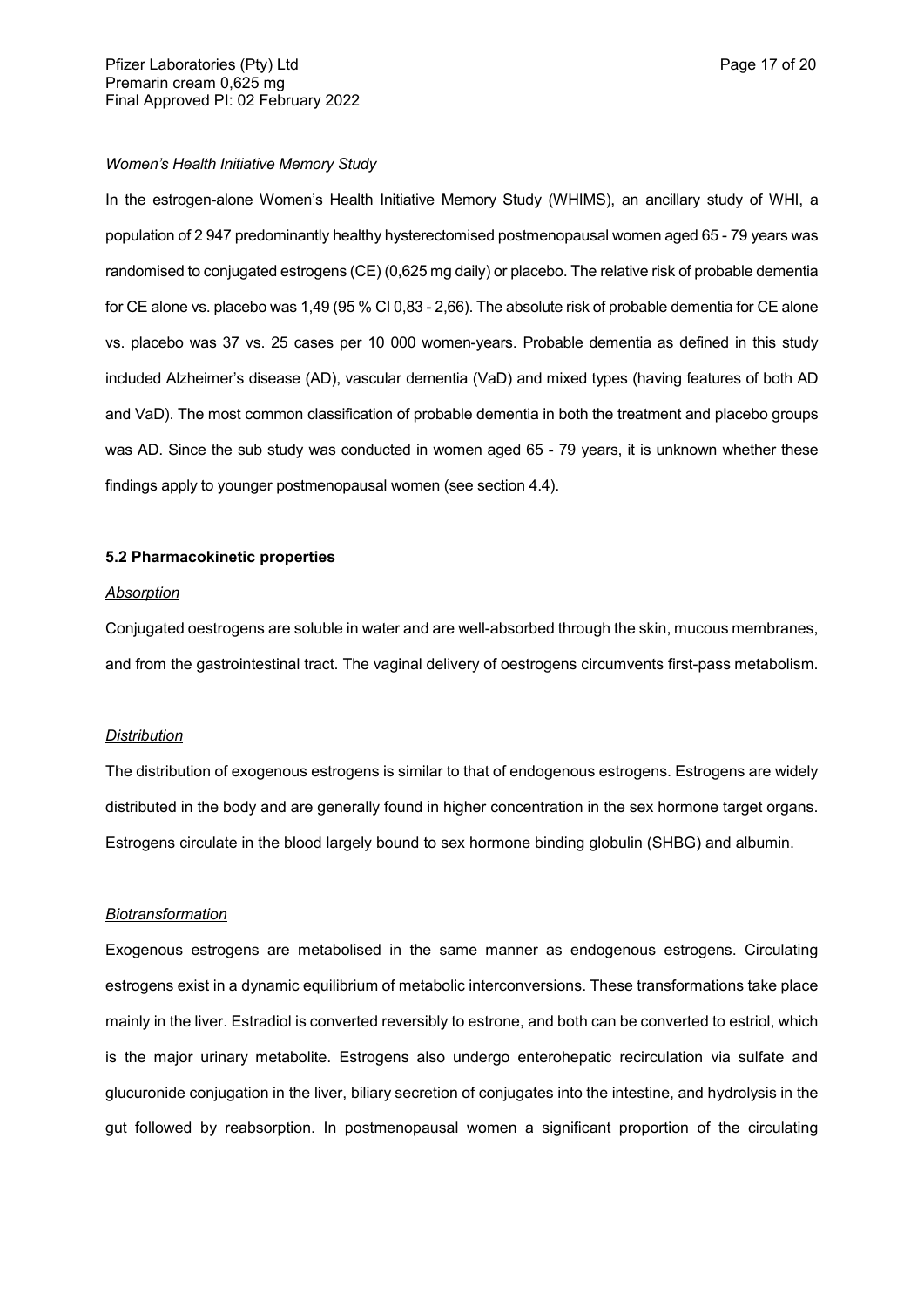*Women's Health Initiative Memory Study*

In the estrogen-alone Women's Health Initiative Memory Study (WHIMS), an ancillary study of WHI, a population of 2 947 predominantly healthy hysterectomised postmenopausal women aged 65 - 79 years was randomised to conjugated estrogens (CE) (0,625 mg daily) or placebo. The relative risk of probable dementia for CE alone vs. placebo was 1,49 (95 % CI 0,83 - 2,66). The absolute risk of probable dementia for CE alone vs. placebo was 37 vs. 25 cases per 10 000 women-years. Probable dementia as defined in this study included Alzheimer's disease (AD), vascular dementia (VaD) and mixed types (having features of both AD and VaD). The most common classification of probable dementia in both the treatment and placebo groups was AD. Since the sub study was conducted in women aged 65 - 79 years, it is unknown whether these findings apply to younger postmenopausal women (see section 4.4).

**5.2 Pharmacokinetic properties**

*Absorption*

Conjugated oestrogens are soluble in water and are well-absorbed through the skin, mucous membranes, and from the gastrointestinal tract. The vaginal delivery of oestrogens circumvents first-pass metabolism.

*Distribution*

The distribution of exogenous estrogens is similar to that of endogenous estrogens. Estrogens are widely distributed in the body and are generally found in higher concentration in the sex hormone target organs. Estrogens circulate in the blood largely bound to sex hormone binding globulin (SHBG) and albumin.

*Biotransformation*

Exogenous estrogens are metabolised in the same manner as endogenous estrogens. Circulating estrogens exist in a dynamic equilibrium of metabolic interconversions. These transformations take place mainly in the liver. Estradiol is converted reversibly to estrone, and both can be converted to estriol, which is the major urinary metabolite. Estrogens also undergo enterohepatic recirculation via sulfate and glucuronide conjugation in the liver, biliary secretion of conjugates into the intestine, and hydrolysis in the gut followed by reabsorption. In postmenopausal women a significant proportion of the circulating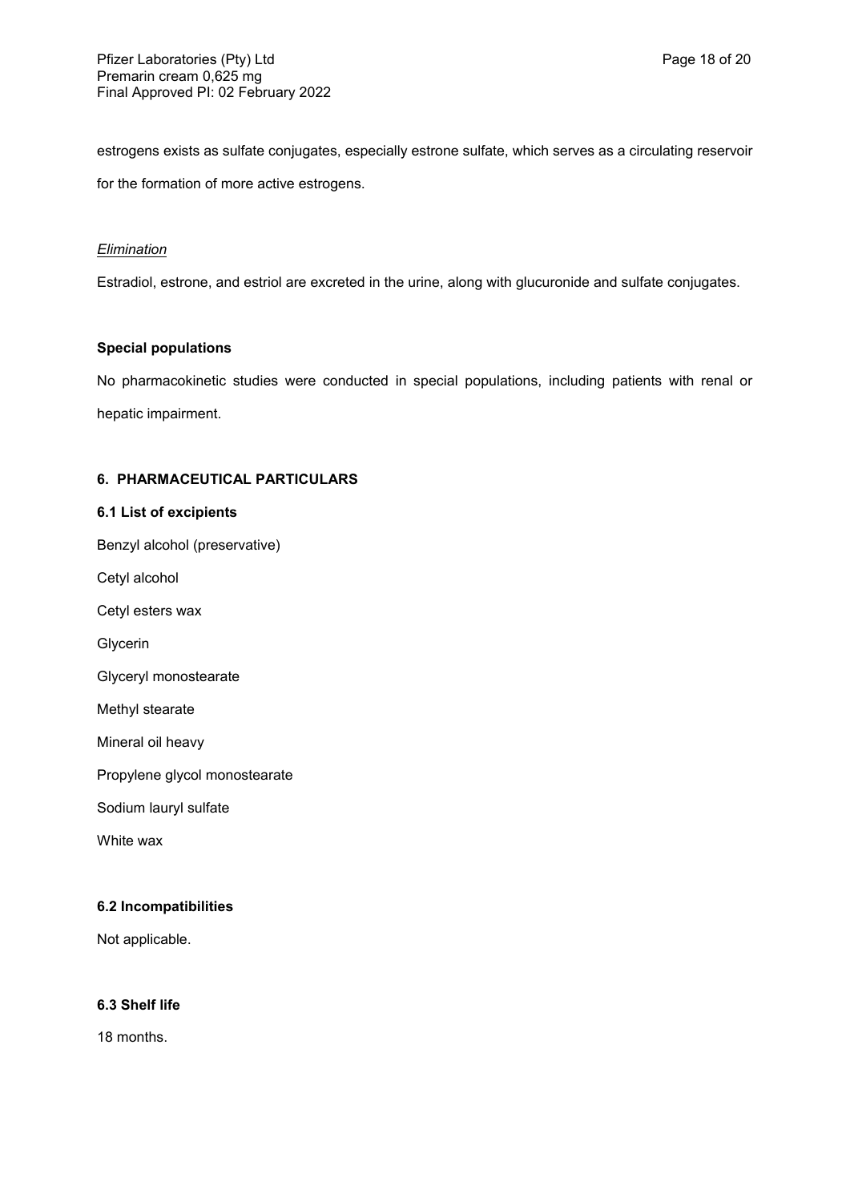estrogens exists as sulfate conjugates, especially estrone sulfate, which serves as a circulating reservoir for the formation of more active estrogens.

*Elimination*

Estradiol, estrone, and estriol are excreted in the urine, along with glucuronide and sulfate conjugates.

**Special populations**

No pharmacokinetic studies were conducted in special populations, including patients with renal or hepatic impairment.

## 6. PHARMACEUTICAL PARTICULARS

### 6.1 List of excipients

Benzyl alcohol (preservative)

Cetyl alcohol

Cetyl esters wax

Glycerin

Glyceryl monostearate

Methyl stearate

Mineral oil heavy

Propylene glycol monostearate

Sodium lauryl sulfate

White wax

### 6.2 Incompatibilities

Not applicable.

### 6.3 Shelf life

18 months.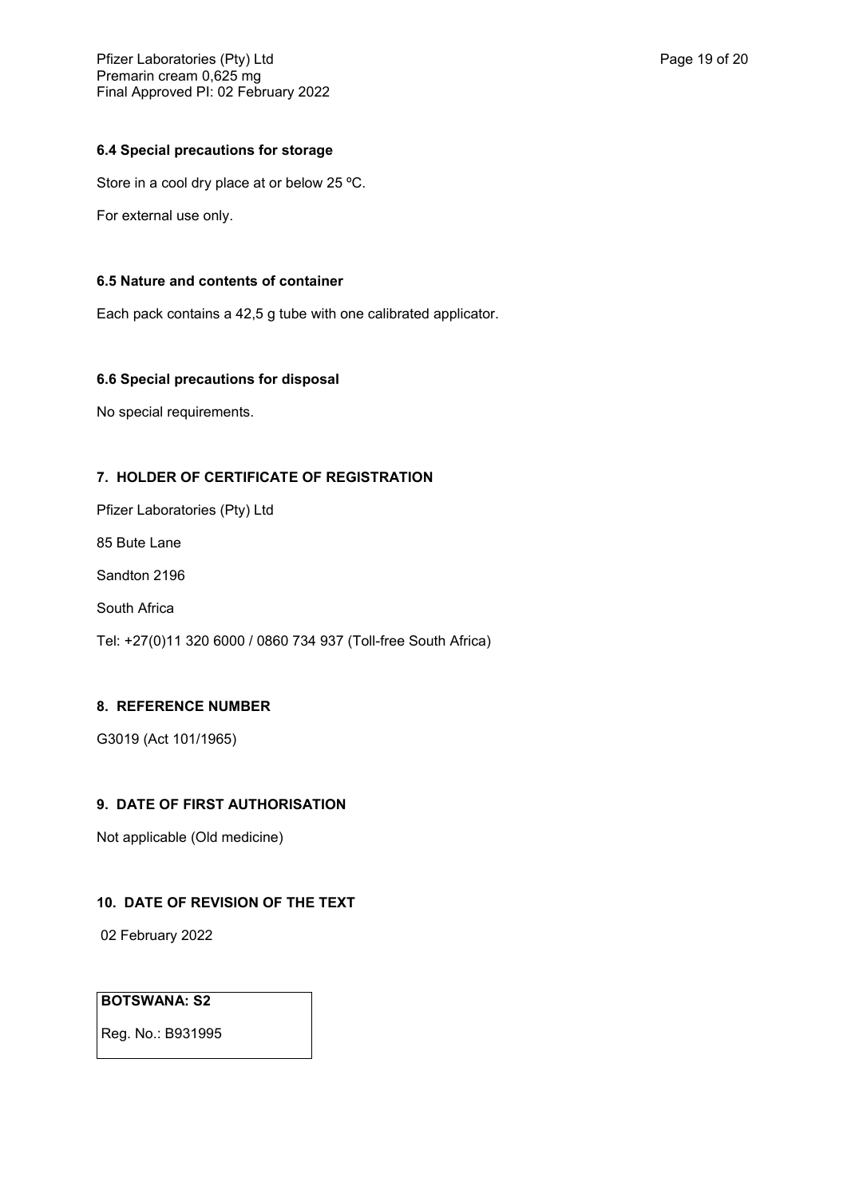### 6.4 Special precautions for storage

Store in a cool dry place at or below 25 ºC.

For external use only.

### 6.5 Nature and contents of container

Each pack contains a 42,5 g tube with one calibrated applicator.

### 6.6 Special precautions for disposal

No special requirements.

## 7. HOLDER OF CERTIFICATE OF REGISTRATION

Pfizer Laboratories (Pty) Ltd

85 Bute Lane

Sandton 2196

South Africa

Tel: +27(0)11 320 6000 / 0860 734 937 (Toll-free South Africa)

## 8. REFERENCE NUMBER

G3019 (Act 101/1965)

## 9. DATE OF FIRST AUTHORISATION

Not applicable (Old medicine)

## 10. DATE OF REVISION OF THE TEXT

02 February 2022

| **BOTSWANA: S2** |
| --- |
| Reg. No.: B931995 |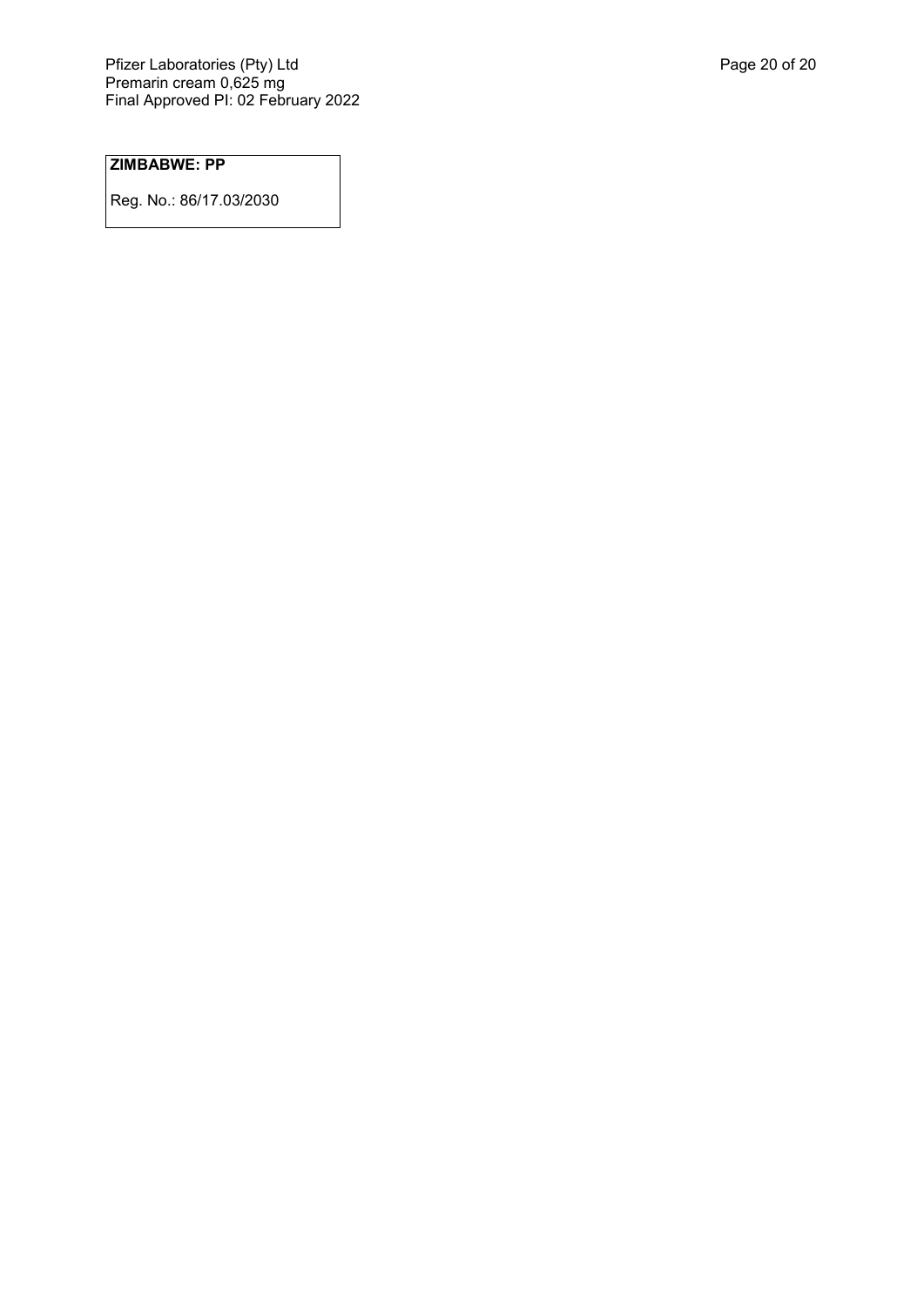**ZIMBABWE: PP**

Reg. No.: 86/17.03/2030